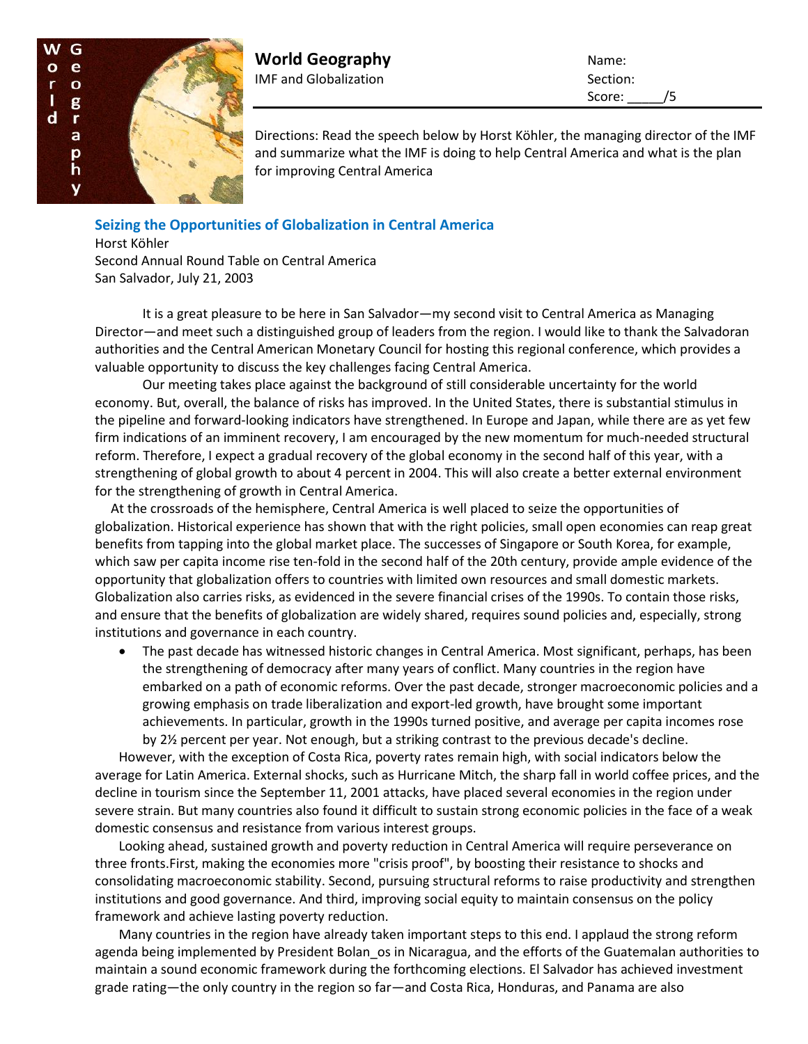**World Geography**
IMF and Globalization

Name:
Section:
Score: _____/5

Directions: Read the speech below by Horst Köhler, the managing director of the IMF and summarize what the IMF is doing to help Central America and what is the plan for improving Central America

## Seizing the Opportunities of Globalization in Central America

Horst Köhler
Second Annual Round Table on Central America
San Salvador, July 21, 2003

It is a great pleasure to be here in San Salvador—my second visit to Central America as Managing Director—and meet such a distinguished group of leaders from the region. I would like to thank the Salvadoran authorities and the Central American Monetary Council for hosting this regional conference, which provides a valuable opportunity to discuss the key challenges facing Central America.

Our meeting takes place against the background of still considerable uncertainty for the world economy. But, overall, the balance of risks has improved. In the United States, there is substantial stimulus in the pipeline and forward-looking indicators have strengthened. In Europe and Japan, while there are as yet few firm indications of an imminent recovery, I am encouraged by the new momentum for much-needed structural reform. Therefore, I expect a gradual recovery of the global economy in the second half of this year, with a strengthening of global growth to about 4 percent in 2004. This will also create a better external environment for the strengthening of growth in Central America.

At the crossroads of the hemisphere, Central America is well placed to seize the opportunities of globalization. Historical experience has shown that with the right policies, small open economies can reap great benefits from tapping into the global market place. The successes of Singapore or South Korea, for example, which saw per capita income rise ten-fold in the second half of the 20th century, provide ample evidence of the opportunity that globalization offers to countries with limited own resources and small domestic markets. Globalization also carries risks, as evidenced in the severe financial crises of the 1990s. To contain those risks, and ensure that the benefits of globalization are widely shared, requires sound policies and, especially, strong institutions and governance in each country.

- The past decade has witnessed historic changes in Central America. Most significant, perhaps, has been the strengthening of democracy after many years of conflict. Many countries in the region have embarked on a path of economic reforms. Over the past decade, stronger macroeconomic policies and a growing emphasis on trade liberalization and export-led growth, have brought some important achievements. In particular, growth in the 1990s turned positive, and average per capita incomes rose by 2½ percent per year. Not enough, but a striking contrast to the previous decade's decline.

However, with the exception of Costa Rica, poverty rates remain high, with social indicators below the average for Latin America. External shocks, such as Hurricane Mitch, the sharp fall in world coffee prices, and the decline in tourism since the September 11, 2001 attacks, have placed several economies in the region under severe strain. But many countries also found it difficult to sustain strong economic policies in the face of a weak domestic consensus and resistance from various interest groups.

Looking ahead, sustained growth and poverty reduction in Central America will require perseverance on three fronts.First, making the economies more "crisis proof", by boosting their resistance to shocks and consolidating macroeconomic stability. Second, pursuing structural reforms to raise productivity and strengthen institutions and good governance. And third, improving social equity to maintain consensus on the policy framework and achieve lasting poverty reduction.

Many countries in the region have already taken important steps to this end. I applaud the strong reform agenda being implemented by President Bolan_os in Nicaragua, and the efforts of the Guatemalan authorities to maintain a sound economic framework during the forthcoming elections. El Salvador has achieved investment grade rating—the only country in the region so far—and Costa Rica, Honduras, and Panama are also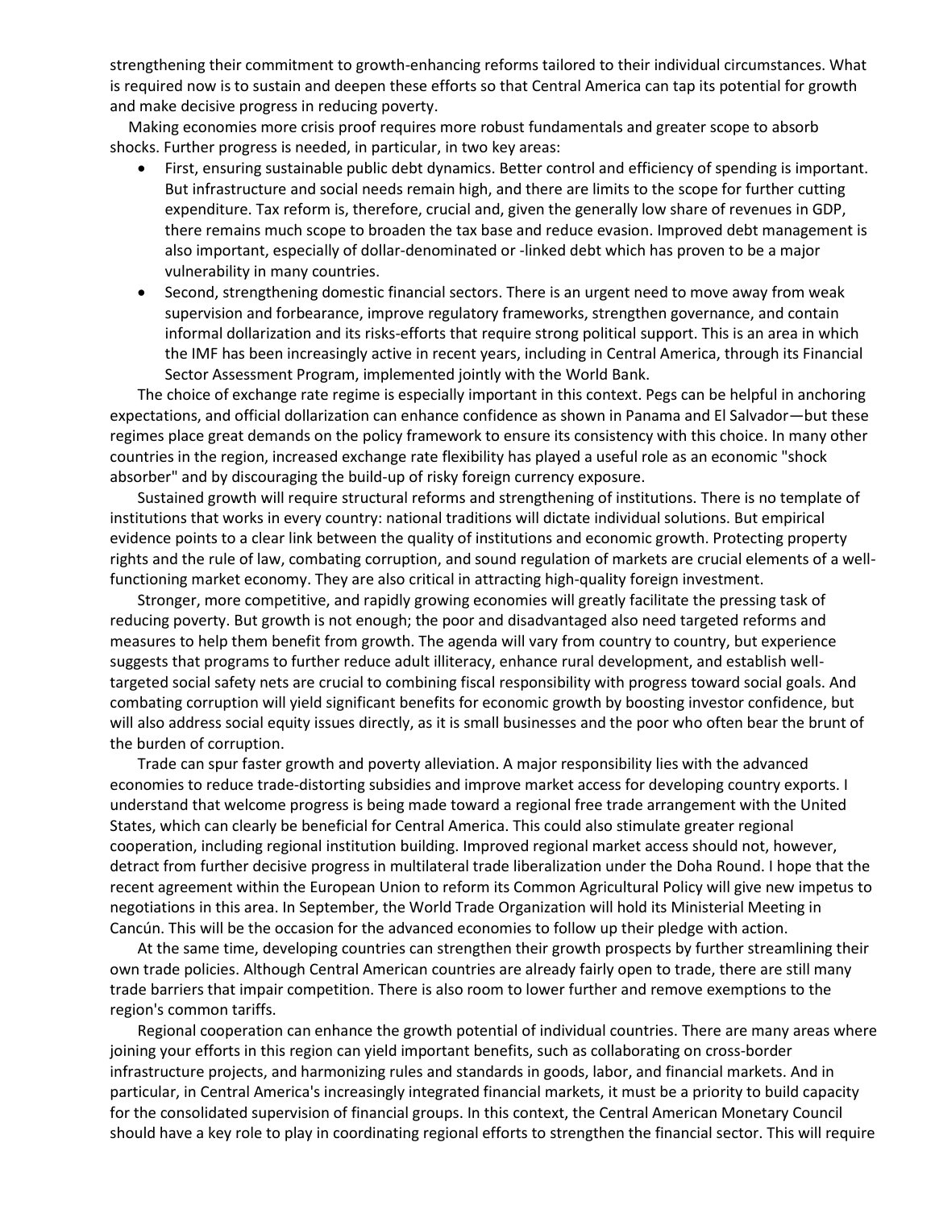strengthening their commitment to growth-enhancing reforms tailored to their individual circumstances. What is required now is to sustain and deepen these efforts so that Central America can tap its potential for growth and make decisive progress in reducing poverty.

Making economies more crisis proof requires more robust fundamentals and greater scope to absorb shocks. Further progress is needed, in particular, in two key areas:

- First, ensuring sustainable public debt dynamics. Better control and efficiency of spending is important. But infrastructure and social needs remain high, and there are limits to the scope for further cutting expenditure. Tax reform is, therefore, crucial and, given the generally low share of revenues in GDP, there remains much scope to broaden the tax base and reduce evasion. Improved debt management is also important, especially of dollar-denominated or -linked debt which has proven to be a major vulnerability in many countries.
- Second, strengthening domestic financial sectors. There is an urgent need to move away from weak supervision and forbearance, improve regulatory frameworks, strengthen governance, and contain informal dollarization and its risks-efforts that require strong political support. This is an area in which the IMF has been increasingly active in recent years, including in Central America, through its Financial Sector Assessment Program, implemented jointly with the World Bank.

The choice of exchange rate regime is especially important in this context. Pegs can be helpful in anchoring expectations, and official dollarization can enhance confidence as shown in Panama and El Salvador—but these regimes place great demands on the policy framework to ensure its consistency with this choice. In many other countries in the region, increased exchange rate flexibility has played a useful role as an economic "shock absorber" and by discouraging the build-up of risky foreign currency exposure.

Sustained growth will require structural reforms and strengthening of institutions. There is no template of institutions that works in every country: national traditions will dictate individual solutions. But empirical evidence points to a clear link between the quality of institutions and economic growth. Protecting property rights and the rule of law, combating corruption, and sound regulation of markets are crucial elements of a well-functioning market economy. They are also critical in attracting high-quality foreign investment.

Stronger, more competitive, and rapidly growing economies will greatly facilitate the pressing task of reducing poverty. But growth is not enough; the poor and disadvantaged also need targeted reforms and measures to help them benefit from growth. The agenda will vary from country to country, but experience suggests that programs to further reduce adult illiteracy, enhance rural development, and establish well-targeted social safety nets are crucial to combining fiscal responsibility with progress toward social goals. And combating corruption will yield significant benefits for economic growth by boosting investor confidence, but will also address social equity issues directly, as it is small businesses and the poor who often bear the brunt of the burden of corruption.

Trade can spur faster growth and poverty alleviation. A major responsibility lies with the advanced economies to reduce trade-distorting subsidies and improve market access for developing country exports. I understand that welcome progress is being made toward a regional free trade arrangement with the United States, which can clearly be beneficial for Central America. This could also stimulate greater regional cooperation, including regional institution building. Improved regional market access should not, however, detract from further decisive progress in multilateral trade liberalization under the Doha Round. I hope that the recent agreement within the European Union to reform its Common Agricultural Policy will give new impetus to negotiations in this area. In September, the World Trade Organization will hold its Ministerial Meeting in Cancún. This will be the occasion for the advanced economies to follow up their pledge with action.

At the same time, developing countries can strengthen their growth prospects by further streamlining their own trade policies. Although Central American countries are already fairly open to trade, there are still many trade barriers that impair competition. There is also room to lower further and remove exemptions to the region's common tariffs.

Regional cooperation can enhance the growth potential of individual countries. There are many areas where joining your efforts in this region can yield important benefits, such as collaborating on cross-border infrastructure projects, and harmonizing rules and standards in goods, labor, and financial markets. And in particular, in Central America's increasingly integrated financial markets, it must be a priority to build capacity for the consolidated supervision of financial groups. In this context, the Central American Monetary Council should have a key role to play in coordinating regional efforts to strengthen the financial sector. This will require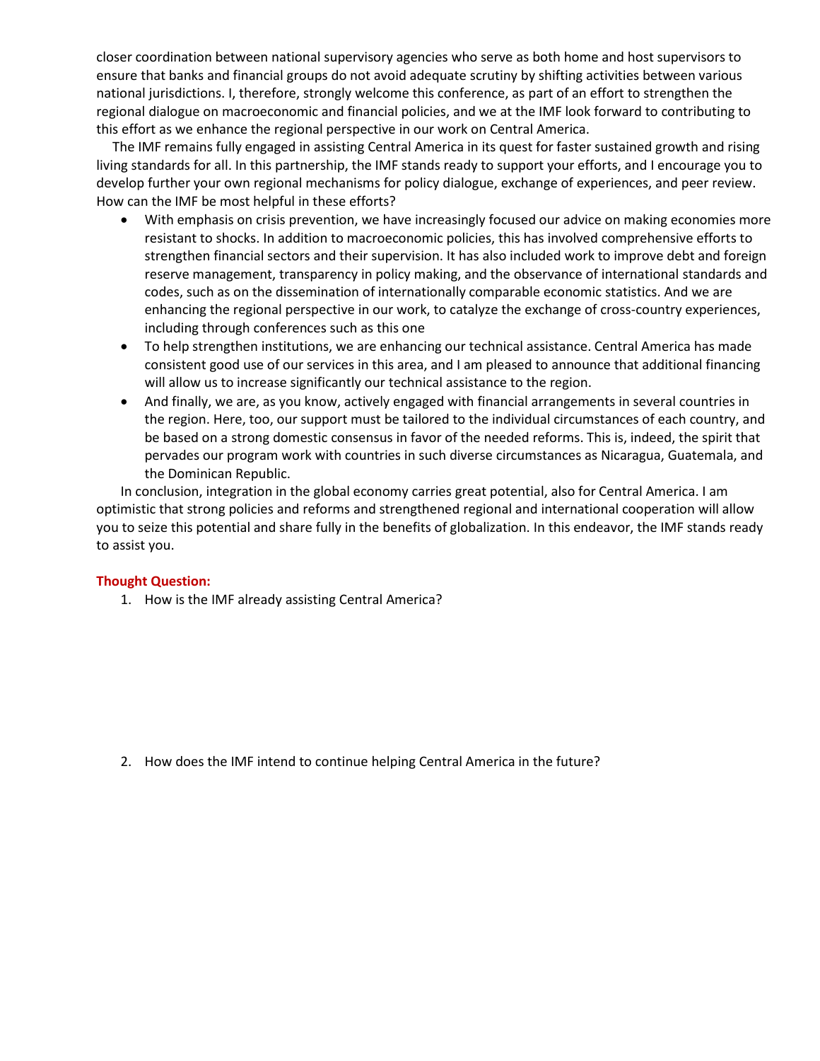closer coordination between national supervisory agencies who serve as both home and host supervisors to ensure that banks and financial groups do not avoid adequate scrutiny by shifting activities between various national jurisdictions. I, therefore, strongly welcome this conference, as part of an effort to strengthen the regional dialogue on macroeconomic and financial policies, and we at the IMF look forward to contributing to this effort as we enhance the regional perspective in our work on Central America.

The IMF remains fully engaged in assisting Central America in its quest for faster sustained growth and rising living standards for all. In this partnership, the IMF stands ready to support your efforts, and I encourage you to develop further your own regional mechanisms for policy dialogue, exchange of experiences, and peer review. How can the IMF be most helpful in these efforts?

- With emphasis on crisis prevention, we have increasingly focused our advice on making economies more resistant to shocks. In addition to macroeconomic policies, this has involved comprehensive efforts to strengthen financial sectors and their supervision. It has also included work to improve debt and foreign reserve management, transparency in policy making, and the observance of international standards and codes, such as on the dissemination of internationally comparable economic statistics. And we are enhancing the regional perspective in our work, to catalyze the exchange of cross-country experiences, including through conferences such as this one
- To help strengthen institutions, we are enhancing our technical assistance. Central America has made consistent good use of our services in this area, and I am pleased to announce that additional financing will allow us to increase significantly our technical assistance to the region.
- And finally, we are, as you know, actively engaged with financial arrangements in several countries in the region. Here, too, our support must be tailored to the individual circumstances of each country, and be based on a strong domestic consensus in favor of the needed reforms. This is, indeed, the spirit that pervades our program work with countries in such diverse circumstances as Nicaragua, Guatemala, and the Dominican Republic.

In conclusion, integration in the global economy carries great potential, also for Central America. I am optimistic that strong policies and reforms and strengthened regional and international cooperation will allow you to seize this potential and share fully in the benefits of globalization. In this endeavor, the IMF stands ready to assist you.

**Thought Question:**

1. How is the IMF already assisting Central America?

2. How does the IMF intend to continue helping Central America in the future?